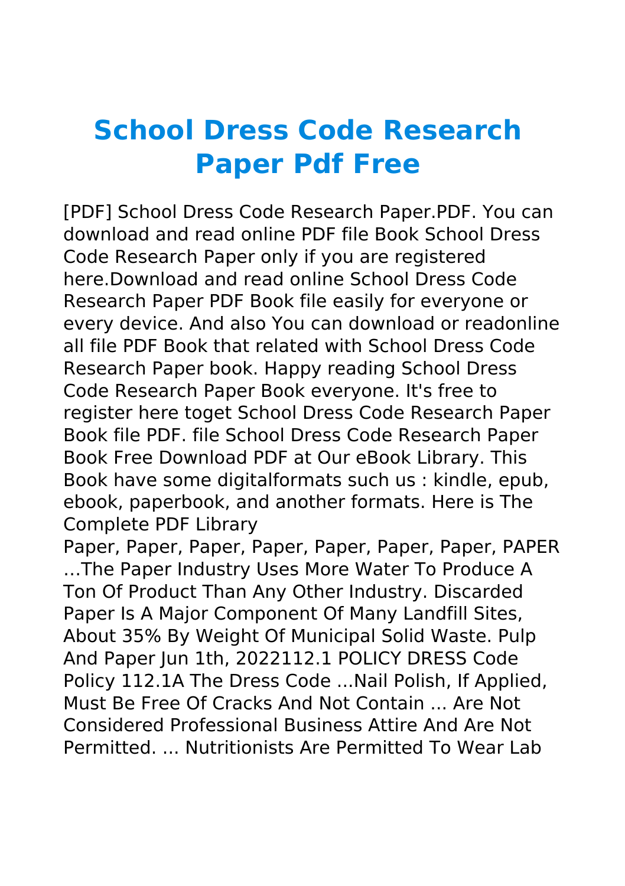# School Dress Code Research Paper Pdf Free

[PDF] School Dress Code Research Paper.PDF. You can download and read online PDF file Book School Dress Code Research Paper only if you are registered here.Download and read online School Dress Code Research Paper PDF Book file easily for everyone or every device. And also You can download or readonline all file PDF Book that related with School Dress Code Research Paper book. Happy reading School Dress Code Research Paper Book everyone. It's free to register here toget School Dress Code Research Paper Book file PDF. file School Dress Code Research Paper Book Free Download PDF at Our eBook Library. This Book have some digitalformats such us : kindle, epub, ebook, paperbook, and another formats. Here is The Complete PDF Library

Paper, Paper, Paper, Paper, Paper, Paper, Paper, PAPER …The Paper Industry Uses More Water To Produce A Ton Of Product Than Any Other Industry. Discarded Paper Is A Major Component Of Many Landfill Sites, About 35% By Weight Of Municipal Solid Waste. Pulp And Paper Jun 1th, 2022112.1 POLICY DRESS Code Policy 112.1A The Dress Code ...Nail Polish, If Applied, Must Be Free Of Cracks And Not Contain ... Are Not Considered Professional Business Attire And Are Not Permitted. ... Nutritionists Are Permitted To Wear Lab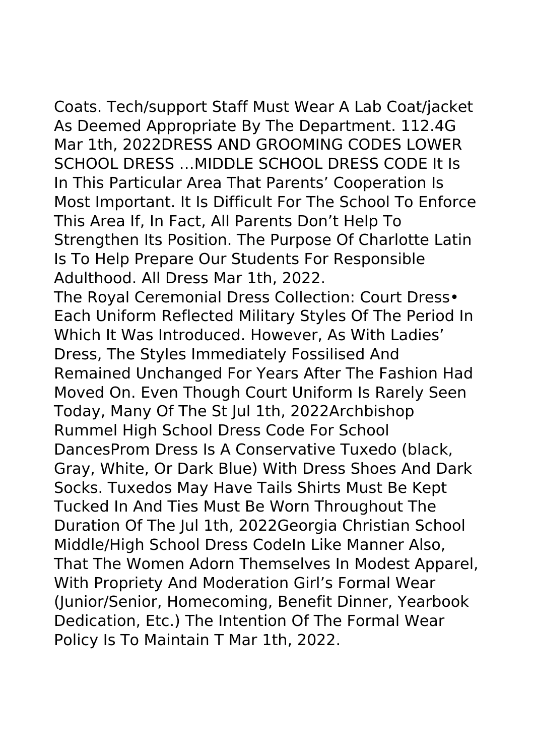Coats. Tech/support Staff Must Wear A Lab Coat/jacket As Deemed Appropriate By The Department. 112.4G Mar 1th, 2022DRESS AND GROOMING CODES LOWER SCHOOL DRESS …MIDDLE SCHOOL DRESS CODE It Is In This Particular Area That Parents' Cooperation Is Most Important. It Is Difficult For The School To Enforce This Area If, In Fact, All Parents Don't Help To Strengthen Its Position. The Purpose Of Charlotte Latin Is To Help Prepare Our Students For Responsible Adulthood. All Dress Mar 1th, 2022.

The Royal Ceremonial Dress Collection: Court Dress• Each Uniform Reflected Military Styles Of The Period In Which It Was Introduced. However, As With Ladies' Dress, The Styles Immediately Fossilised And Remained Unchanged For Years After The Fashion Had Moved On. Even Though Court Uniform Is Rarely Seen Today, Many Of The St Jul 1th, 2022Archbishop Rummel High School Dress Code For School DancesProm Dress Is A Conservative Tuxedo (black, Gray, White, Or Dark Blue) With Dress Shoes And Dark Socks. Tuxedos May Have Tails Shirts Must Be Kept Tucked In And Ties Must Be Worn Throughout The Duration Of The Jul 1th, 2022Georgia Christian School Middle/High School Dress CodeIn Like Manner Also, That The Women Adorn Themselves In Modest Apparel, With Propriety And Moderation Girl's Formal Wear (Junior/Senior, Homecoming, Benefit Dinner, Yearbook Dedication, Etc.) The Intention Of The Formal Wear Policy Is To Maintain T Mar 1th, 2022.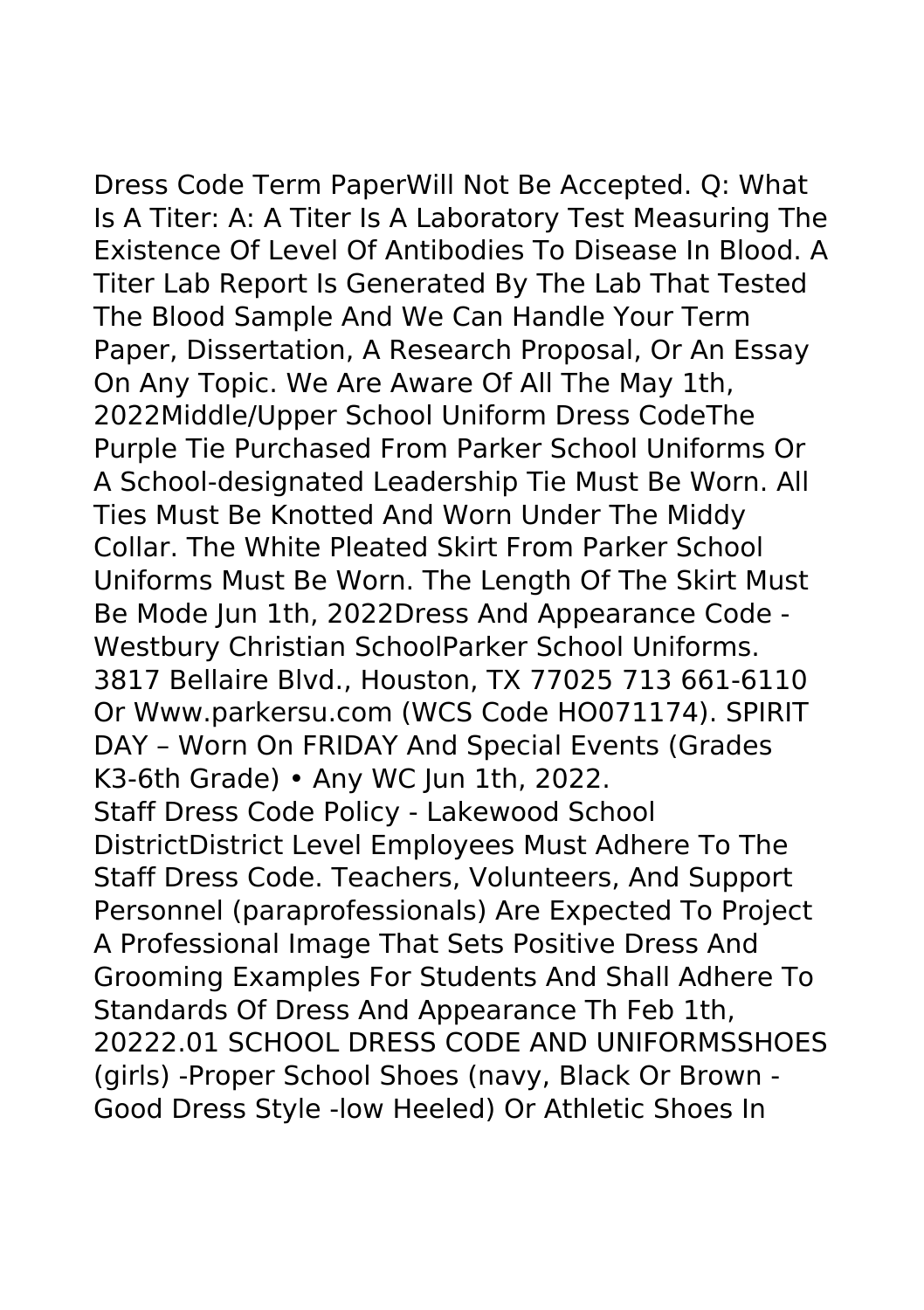Dress Code Term PaperWill Not Be Accepted. Q: What Is A Titer: A: A Titer Is A Laboratory Test Measuring The Existence Of Level Of Antibodies To Disease In Blood. A Titer Lab Report Is Generated By The Lab That Tested The Blood Sample And We Can Handle Your Term Paper, Dissertation, A Research Proposal, Or An Essay On Any Topic. We Are Aware Of All The May 1th, 2022Middle/Upper School Uniform Dress CodeThe Purple Tie Purchased From Parker School Uniforms Or A School-designated Leadership Tie Must Be Worn. All Ties Must Be Knotted And Worn Under The Middy Collar. The White Pleated Skirt From Parker School Uniforms Must Be Worn. The Length Of The Skirt Must Be Mode Jun 1th, 2022Dress And Appearance Code - Westbury Christian SchoolParker School Uniforms. 3817 Bellaire Blvd., Houston, TX 77025 713 661-6110 Or Www.parkersu.com (WCS Code HO071174). SPIRIT DAY – Worn On FRIDAY And Special Events (Grades K3-6th Grade) • Any WC Jun 1th, 2022.

Staff Dress Code Policy - Lakewood School DistrictDistrict Level Employees Must Adhere To The Staff Dress Code. Teachers, Volunteers, And Support Personnel (paraprofessionals) Are Expected To Project A Professional Image That Sets Positive Dress And Grooming Examples For Students And Shall Adhere To Standards Of Dress And Appearance Th Feb 1th, 20222.01 SCHOOL DRESS CODE AND UNIFORMSSHOES (girls) -Proper School Shoes (navy, Black Or Brown - Good Dress Style -low Heeled) Or Athletic Shoes In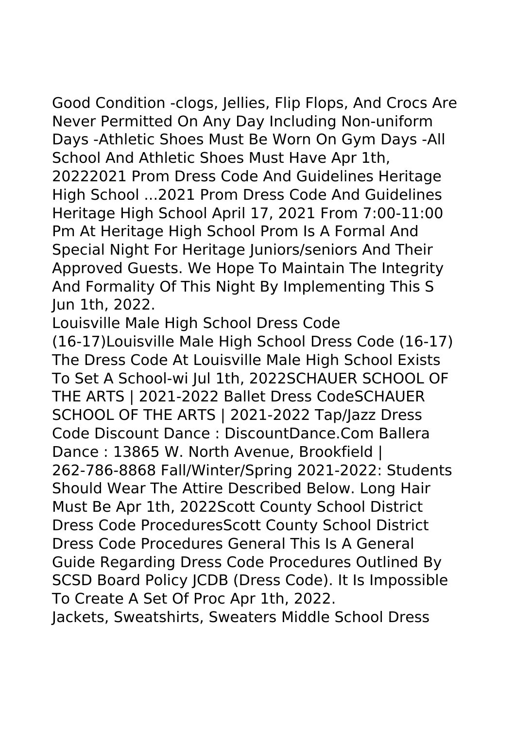Good Condition -clogs, Jellies, Flip Flops, And Crocs Are Never Permitted On Any Day Including Non-uniform Days -Athletic Shoes Must Be Worn On Gym Days -All School And Athletic Shoes Must Have Apr 1th, 20222021 Prom Dress Code And Guidelines Heritage High School ...2021 Prom Dress Code And Guidelines Heritage High School April 17, 2021 From 7:00-11:00 Pm At Heritage High School Prom Is A Formal And Special Night For Heritage Juniors/seniors And Their Approved Guests. We Hope To Maintain The Integrity And Formality Of This Night By Implementing This S Jun 1th, 2022.

Louisville Male High School Dress Code (16-17)Louisville Male High School Dress Code (16-17) The Dress Code At Louisville Male High School Exists To Set A School-wi Jul 1th, 2022SCHAUER SCHOOL OF THE ARTS | 2021-2022 Ballet Dress CodeSCHAUER SCHOOL OF THE ARTS | 2021-2022 Tap/Jazz Dress Code Discount Dance : DiscountDance.Com Ballera Dance : 13865 W. North Avenue, Brookfield | 262-786-8868 Fall/Winter/Spring 2021-2022: Students Should Wear The Attire Described Below. Long Hair Must Be Apr 1th, 2022Scott County School District Dress Code ProceduresScott County School District Dress Code Procedures General This Is A General Guide Regarding Dress Code Procedures Outlined By SCSD Board Policy JCDB (Dress Code). It Is Impossible To Create A Set Of Proc Apr 1th, 2022.

Jackets, Sweatshirts, Sweaters Middle School Dress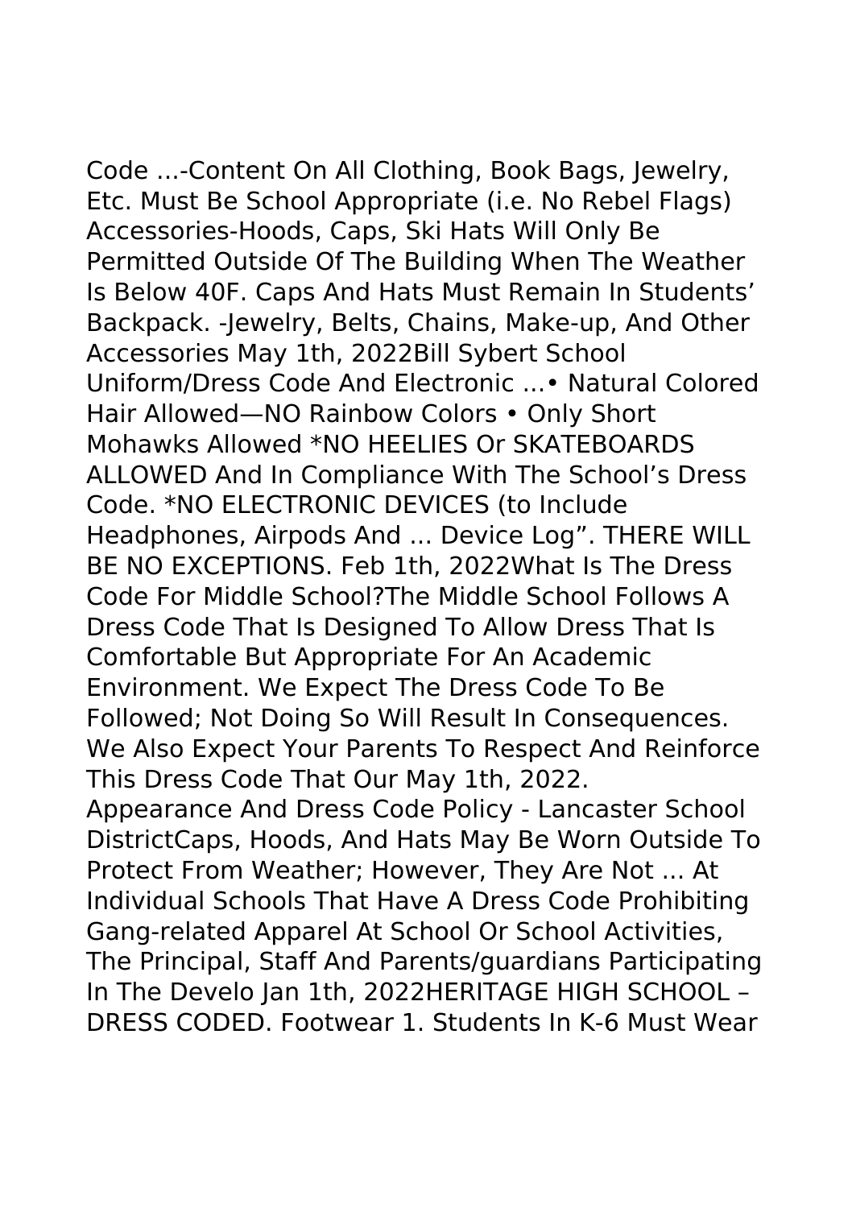Code ...-Content On All Clothing, Book Bags, Jewelry, Etc. Must Be School Appropriate (i.e. No Rebel Flags) Accessories-Hoods, Caps, Ski Hats Will Only Be Permitted Outside Of The Building When The Weather Is Below 40F. Caps And Hats Must Remain In Students' Backpack. -Jewelry, Belts, Chains, Make-up, And Other Accessories May 1th, 2022Bill Sybert School Uniform/Dress Code And Electronic ...• Natural Colored Hair Allowed—NO Rainbow Colors • Only Short Mohawks Allowed *NO HEELIES Or SKATEBOARDS ALLOWED And In Compliance With The School's Dress Code. *NO ELECTRONIC DEVICES (to Include Headphones, Airpods And ... Device Log". THERE WILL BE NO EXCEPTIONS. Feb 1th, 2022What Is The Dress Code For Middle School?The Middle School Follows A Dress Code That Is Designed To Allow Dress That Is Comfortable But Appropriate For An Academic Environment. We Expect The Dress Code To Be Followed; Not Doing So Will Result In Consequences. We Also Expect Your Parents To Respect And Reinforce This Dress Code That Our May 1th, 2022.

Appearance And Dress Code Policy - Lancaster School DistrictCaps, Hoods, And Hats May Be Worn Outside To Protect From Weather; However, They Are Not ... At Individual Schools That Have A Dress Code Prohibiting Gang-related Apparel At School Or School Activities, The Principal, Staff And Parents/guardians Participating In The Develo Jan 1th, 2022HERITAGE HIGH SCHOOL – DRESS CODED. Footwear 1. Students In K-6 Must Wear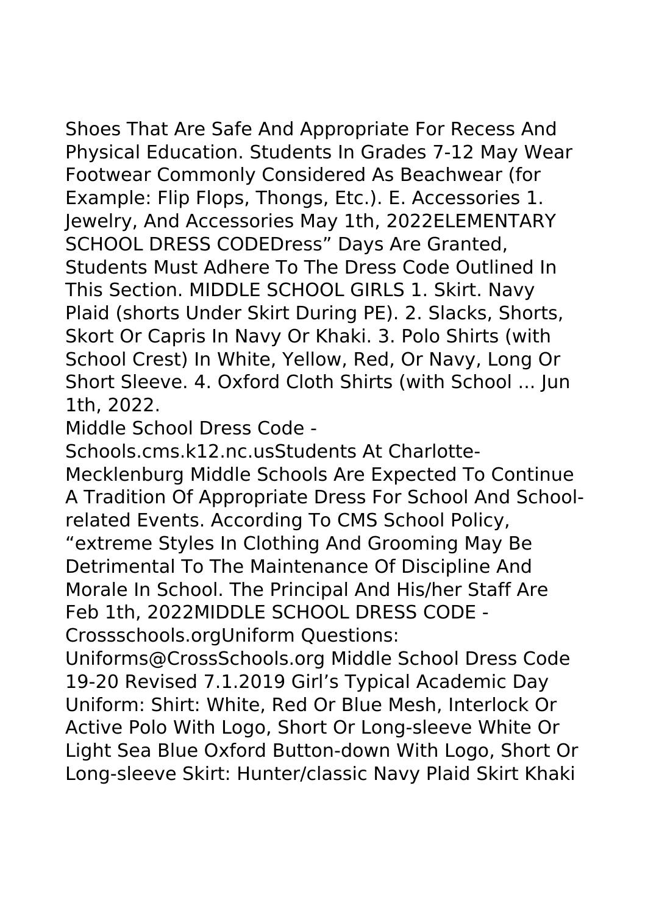Shoes That Are Safe And Appropriate For Recess And Physical Education. Students In Grades 7-12 May Wear Footwear Commonly Considered As Beachwear (for Example: Flip Flops, Thongs, Etc.). E. Accessories 1. Jewelry, And Accessories May 1th, 2022ELEMENTARY SCHOOL DRESS CODEDress" Days Are Granted, Students Must Adhere To The Dress Code Outlined In This Section. MIDDLE SCHOOL GIRLS 1. Skirt. Navy Plaid (shorts Under Skirt During PE). 2. Slacks, Shorts, Skort Or Capris In Navy Or Khaki. 3. Polo Shirts (with School Crest) In White, Yellow, Red, Or Navy, Long Or Short Sleeve. 4. Oxford Cloth Shirts (with School ... Jun 1th, 2022.

Middle School Dress Code - Schools.cms.k12.nc.usStudents At Charlotte-Mecklenburg Middle Schools Are Expected To Continue A Tradition Of Appropriate Dress For School And School-related Events. According To CMS School Policy, "extreme Styles In Clothing And Grooming May Be Detrimental To The Maintenance Of Discipline And Morale In School. The Principal And His/her Staff Are Feb 1th, 2022MIDDLE SCHOOL DRESS CODE - Crossschools.orgUniform Questions: Uniforms@CrossSchools.org Middle School Dress Code 19-20 Revised 7.1.2019 Girl's Typical Academic Day Uniform: Shirt: White, Red Or Blue Mesh, Interlock Or Active Polo With Logo, Short Or Long-sleeve White Or Light Sea Blue Oxford Button-down With Logo, Short Or Long-sleeve Skirt: Hunter/classic Navy Plaid Skirt Khaki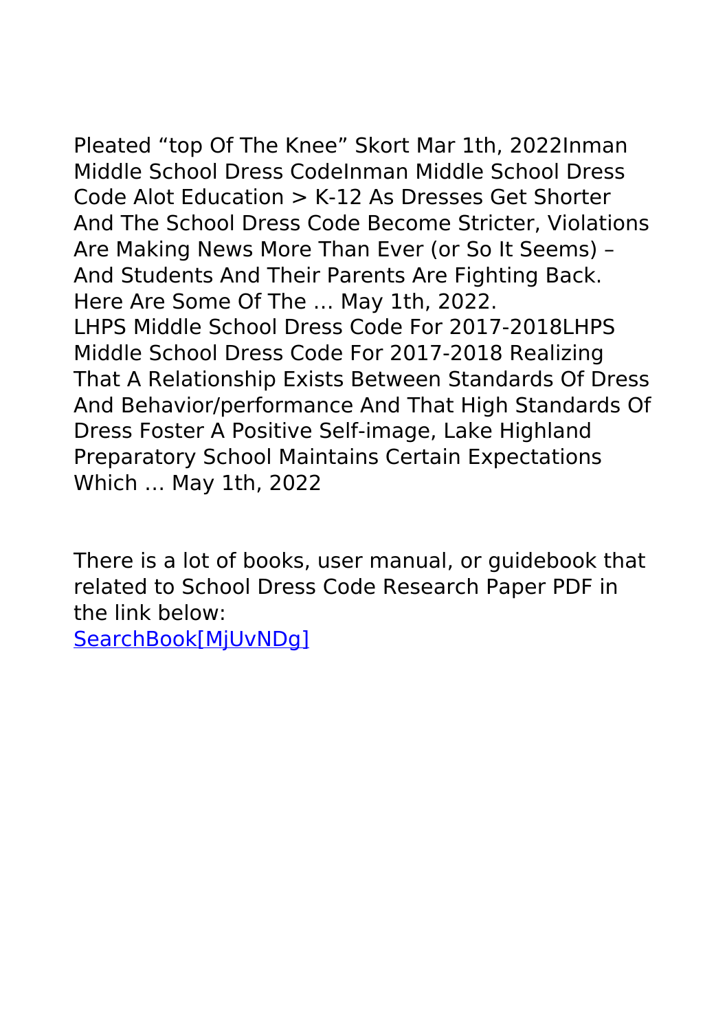Pleated "top Of The Knee" Skort Mar 1th, 2022Inman Middle School Dress CodeInman Middle School Dress Code Alot Education > K-12 As Dresses Get Shorter And The School Dress Code Become Stricter, Violations Are Making News More Than Ever (or So It Seems) – And Students And Their Parents Are Fighting Back. Here Are Some Of The … May 1th, 2022.
LHPS Middle School Dress Code For 2017-2018LHPS Middle School Dress Code For 2017-2018 Realizing That A Relationship Exists Between Standards Of Dress And Behavior/performance And That High Standards Of Dress Foster A Positive Self-image, Lake Highland Preparatory School Maintains Certain Expectations Which … May 1th, 2022

There is a lot of books, user manual, or guidebook that related to School Dress Code Research Paper PDF in the link below:
SearchBook[MjUvNDg]